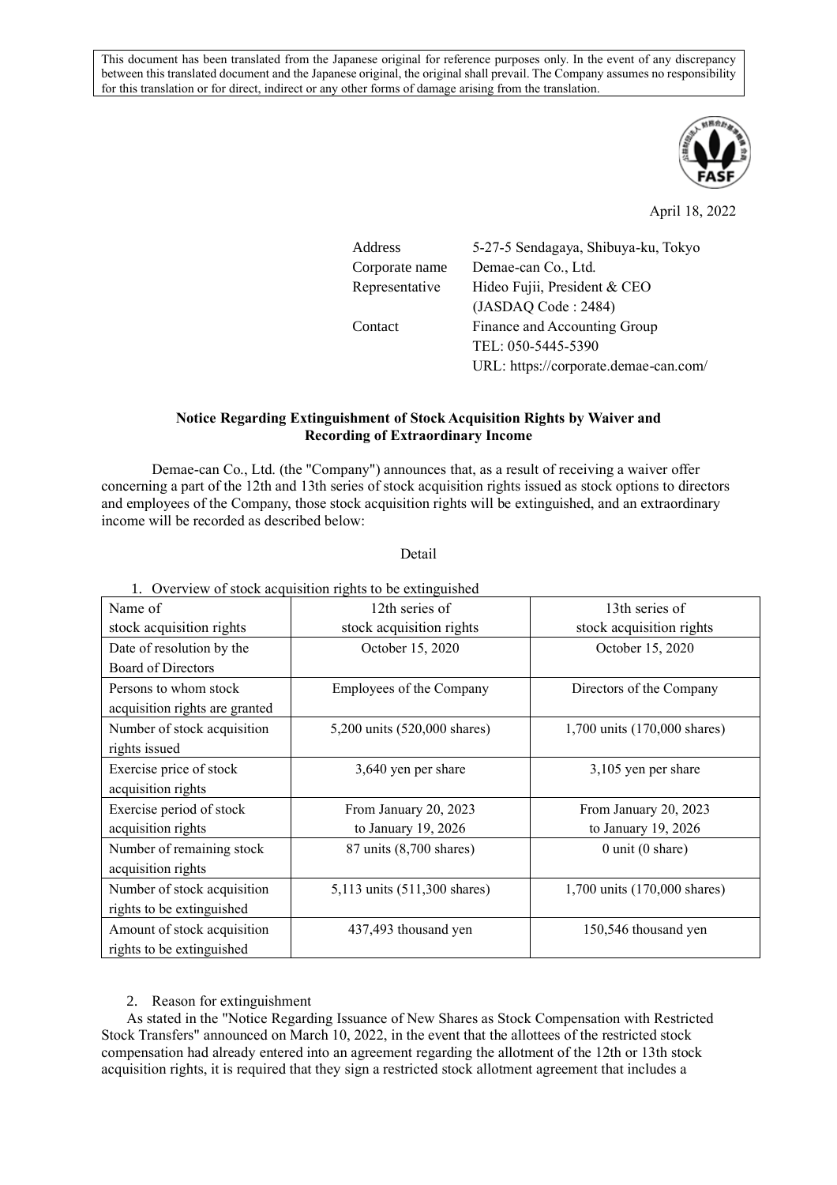This document has been translated from the Japanese original for reference purposes only. In the event of any discrepancy between this translated document and the Japanese original, the original shall prevail. The Company assumes no responsibility for this translation or for direct, indirect or any other forms of damage arising from the translation.

April 18, 2022

| | |
|---|---|
| Address | 5-27-5 Sendagaya, Shibuya-ku, Tokyo |
| Corporate name | Demae-can Co., Ltd. |
| Representative | Hideo Fujii, President & CEO |
| | (JASDAQ Code : 2484) |
| Contact | Finance and Accounting Group |
| | TEL: 050-5445-5390 |
| | URL: https://corporate.demae-can.com/ |

**Notice Regarding Extinguishment of Stock Acquisition Rights by Waiver and Recording of Extraordinary Income**

Demae-can Co., Ltd. (the "Company") announces that, as a result of receiving a waiver offer concerning a part of the 12th and 13th series of stock acquisition rights issued as stock options to directors and employees of the Company, those stock acquisition rights will be extinguished, and an extraordinary income will be recorded as described below:

Detail

1. Overview of stock acquisition rights to be extinguished

| Name of stock acquisition rights | 12th series of stock acquisition rights | 13th series of stock acquisition rights |
|---|---|---|
| Date of resolution by the Board of Directors | October 15, 2020 | October 15, 2020 |
| Persons to whom stock acquisition rights are granted | Employees of the Company | Directors of the Company |
| Number of stock acquisition rights issued | 5,200 units (520,000 shares) | 1,700 units (170,000 shares) |
| Exercise price of stock acquisition rights | 3,640 yen per share | 3,105 yen per share |
| Exercise period of stock acquisition rights | From January 20, 2023 to January 19, 2026 | From January 20, 2023 to January 19, 2026 |
| Number of remaining stock acquisition rights | 87 units (8,700 shares) | 0 unit (0 share) |
| Number of stock acquisition rights to be extinguished | 5,113 units (511,300 shares) | 1,700 units (170,000 shares) |
| Amount of stock acquisition rights to be extinguished | 437,493 thousand yen | 150,546 thousand yen |

2. Reason for extinguishment

As stated in the "Notice Regarding Issuance of New Shares as Stock Compensation with Restricted Stock Transfers" announced on March 10, 2022, in the event that the allottees of the restricted stock compensation had already entered into an agreement regarding the allotment of the 12th or 13th stock acquisition rights, it is required that they sign a restricted stock allotment agreement that includes a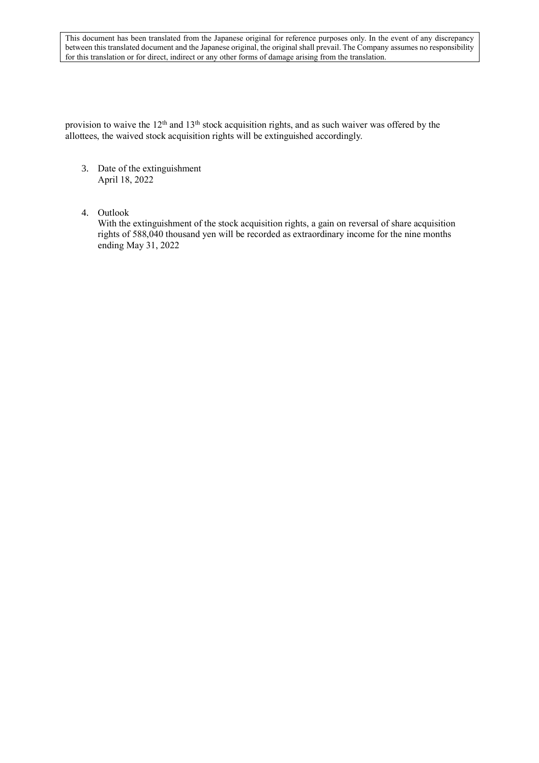provision to waive the 12th and 13th stock acquisition rights, and as such waiver was offered by the allottees, the waived stock acquisition rights will be extinguished accordingly.

3. Date of the extinguishment
   April 18, 2022

4. Outlook
   With the extinguishment of the stock acquisition rights, a gain on reversal of share acquisition rights of 588,040 thousand yen will be recorded as extraordinary income for the nine months ending May 31, 2022